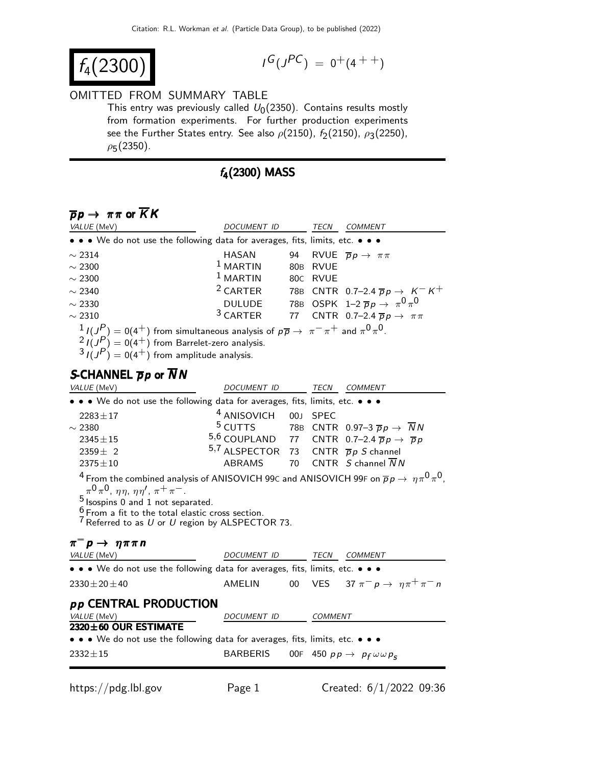# $f_4(2300)$

$I^G(J^{PC}) = 0^+(4^{++})$

OMITTED FROM SUMMARY TABLE

This entry was previously called $U_0(2350)$. Contains results mostly from formation experiments. For further production experiments see the Further States entry. See also $\rho(2150)$, $f_2(2150)$, $\rho_3(2250)$, $\rho_5(2350)$.

## $f_4(2300)$ MASS

### $\overline{p}p \rightarrow \pi\pi$ or $\overline{K}K$

| VALUE (MeV) | DOCUMENT ID | | TECN | COMMENT |
|---|---|---|---|---|
| • • • We do not use the following data for averages, fits, limits, etc. • • • | | | | |
| ~ 2314 | HASAN | 94 | RVUE | $\overline{p}p \rightarrow \pi\pi$ |
| ~ 2300 | [1] MARTIN | 80B | RVUE | |
| ~ 2300 | [1] MARTIN | 80C | RVUE | |
| ~ 2340 | [2] CARTER | 78B | CNTR | 0.7–2.4 $\overline{p}p \rightarrow K^- K^+$ |
| ~ 2330 | DULUDE | 78B | OSPK | 1–2 $\overline{p}p \rightarrow \pi^0\pi^0$ |
| ~ 2310 | [3] CARTER | 77 | CNTR | 0.7–2.4 $\overline{p}p \rightarrow \pi\pi$ |

[1] $I(J^P) = 0(4^+)$ from simultaneous analysis of $p\overline{p} \rightarrow \pi^-\pi^+$ and $\pi^0\pi^0$.
[2] $I(J^P) = 0(4^+)$ from Barrelet-zero analysis.
[3] $I(J^P) = 0(4^+)$ from amplitude analysis.

### S-CHANNEL $\overline{p}p$ or $\overline{N}N$

| VALUE (MeV) | DOCUMENT ID | | TECN | COMMENT |
|---|---|---|---|---|
| • • • We do not use the following data for averages, fits, limits, etc. • • • | | | | |
| 2283±17 | [4] ANISOVICH | 00J | SPEC | |
| ~ 2380 | [5] CUTTS | 78B | CNTR | 0.97–3 $\overline{p}p \rightarrow \overline{N}N$ |
| 2345±15 | [5,6] COUPLAND | 77 | CNTR | 0.7–2.4 $\overline{p}p \rightarrow \overline{p}p$ |
| 2359± 2 | [5,7] ALSPECTOR | 73 | CNTR | $\overline{p}p$ S channel |
| 2375±10 | ABRAMS | 70 | CNTR | S channel $\overline{N}N$ |

[4] From the combined analysis of ANISOVICH 99C and ANISOVICH 99F on $\overline{p}p \rightarrow \eta\pi^0\pi^0$, $\pi^0\pi^0$, $\eta\eta$, $\eta\eta'$, $\pi^+\pi^-$.
[5] Isospins 0 and 1 not separated.
[6] From a fit to the total elastic cross section.
[7] Referred to as $U$ or $U$ region by ALSPECTOR 73.

### $\pi^- p \rightarrow \eta\pi\pi n$

| VALUE (MeV) | DOCUMENT ID | | TECN | COMMENT |
|---|---|---|---|---|
| • • • We do not use the following data for averages, fits, limits, etc. • • • | | | | |
| 2330±20±40 | AMELIN | 00 | VES | 37 $\pi^- p \rightarrow \eta\pi^+\pi^- n$ |

### $pp$ CENTRAL PRODUCTION

| VALUE (MeV) | DOCUMENT ID | | COMMENT |
|---|---|---|---|
| **2320±60 OUR ESTIMATE** | | | |
| • • • We do not use the following data for averages, fits, limits, etc. • • • | | | |
| 2332±15 | BARBERIS | 00F | 450 $pp \rightarrow p_f \omega\omega p_s$ |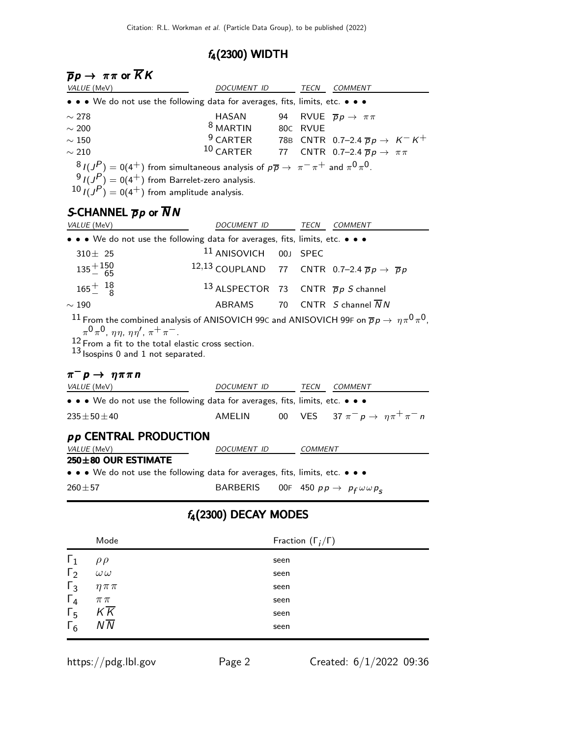## $f_4(2300)$ WIDTH

### $\overline{p}p \to \pi\pi$ or $\overline{K}K$

| VALUE (MeV) | DOCUMENT ID | | TECN | COMMENT |
|---|---|---|---|---|
| • • • We do not use the following data for averages, fits, limits, etc. • • • | | | | |
| $\sim 278$ | HASAN | 94 | RVUE | $\overline{p}p \to \pi\pi$ |
| $\sim 200$ | [8] MARTIN | 80C | RVUE | |
| $\sim 150$ | [9] CARTER | 78B | CNTR | 0.7–2.4 $\overline{p}p \to K^- K^+$ |
| $\sim 210$ | [10] CARTER | 77 | CNTR | 0.7–2.4 $\overline{p}p \to \pi\pi$ |

[8] $I(J^P) = 0(4^+)$ from simultaneous analysis of $p\overline{p} \to \pi^-\pi^+$ and $\pi^0\pi^0$.
[9] $I(J^P) = 0(4^+)$ from Barrelet-zero analysis.
[10] $I(J^P) = 0(4^+)$ from amplitude analysis.

### S-CHANNEL $\overline{p}p$ or $\overline{N}N$

| VALUE (MeV) | DOCUMENT ID | | TECN | COMMENT |
|---|---|---|---|---|
| • • • We do not use the following data for averages, fits, limits, etc. • • • | | | | |
| $310 \pm 25$ | [11] ANISOVICH | 00J | SPEC | |
| $135^{+150}_{-65}$ | [12,13] COUPLAND | 77 | CNTR | 0.7–2.4 $\overline{p}p \to \overline{p}p$ |
| $165^{+18}_{-8}$ | [13] ALSPECTOR | 73 | CNTR | $\overline{p}p$ S channel |
| $\sim 190$ | ABRAMS | 70 | CNTR | S channel $\overline{N}N$ |

[11] From the combined analysis of ANISOVICH 99C and ANISOVICH 99F on $\overline{p}p \to \eta\pi^0\pi^0$, $\pi^0\pi^0$, $\eta\eta$, $\eta\eta'$, $\pi^+\pi^-$.
[12] From a fit to the total elastic cross section.
[13] Isospins 0 and 1 not separated.

### $\pi^- p \to \eta\pi\pi n$

| VALUE (MeV) | DOCUMENT ID | | TECN | COMMENT |
|---|---|---|---|---|
| • • • We do not use the following data for averages, fits, limits, etc. • • • | | | | |
| $235 \pm 50 \pm 40$ | AMELIN | 00 | VES | 37 $\pi^- p \to \eta\pi^+\pi^- n$ |

### $pp$ CENTRAL PRODUCTION

| VALUE (MeV) | DOCUMENT ID | | COMMENT |
|---|---|---|---|
| **250±80 OUR ESTIMATE** | | | |
| • • • We do not use the following data for averages, fits, limits, etc. • • • | | | |
| $260 \pm 57$ | BARBERIS | 00F | 450 $pp \to p_f \omega\omega p_s$ |

## $f_4(2300)$ DECAY MODES

| | Mode | Fraction ($\Gamma_i/\Gamma$) |
|---|---|---|
| $\Gamma_1$ | $\rho\rho$ | seen |
| $\Gamma_2$ | $\omega\omega$ | seen |
| $\Gamma_3$ | $\eta\pi\pi$ | seen |
| $\Gamma_4$ | $\pi\pi$ | seen |
| $\Gamma_5$ | $K\overline{K}$ | seen |
| $\Gamma_6$ | $N\overline{N}$ | seen |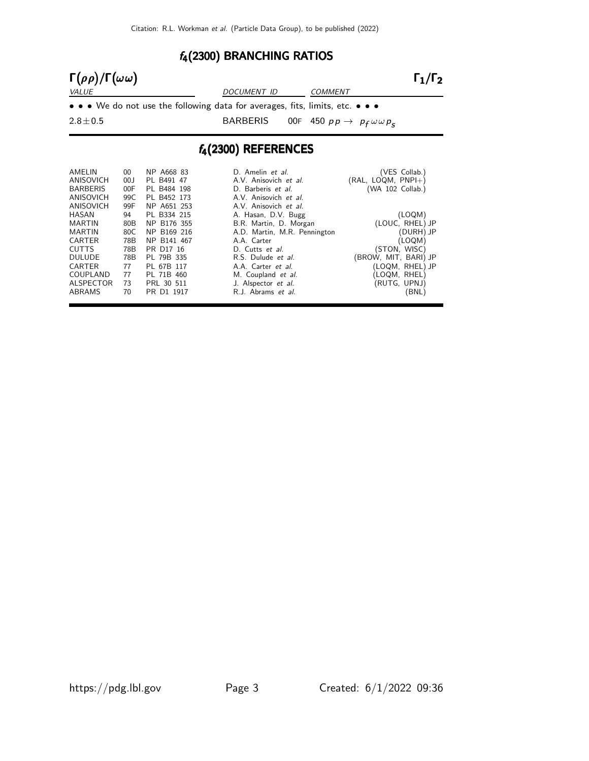## $f_4(2300)$ BRANCHING RATIOS

### $\Gamma(\rho\rho)/\Gamma(\omega\omega)$ — $\Gamma_1/\Gamma_2$

| VALUE | DOCUMENT ID | | COMMENT |
|---|---|---|---|
| • • • We do not use the following data for averages, fits, limits, etc. • • • | | | |
| $2.8 \pm 0.5$ | BARBERIS | 00F | 450 $pp \rightarrow p_f \omega\omega p_s$ |

## $f_4(2300)$ REFERENCES

| | | | | |
|---|---|---|---|---|
| AMELIN | 00 | NP A668 83 | D. Amelin *et al.* | (VES Collab.) |
| ANISOVICH | 00J | PL B491 47 | A.V. Anisovich *et al.* | (RAL, LOQM, PNPI+) |
| BARBERIS | 00F | PL B484 198 | D. Barberis *et al.* | (WA 102 Collab.) |
| ANISOVICH | 99C | PL B452 173 | A.V. Anisovich *et al.* | |
| ANISOVICH | 99F | NP A651 253 | A.V. Anisovich *et al.* | |
| HASAN | 94 | PL B334 215 | A. Hasan, D.V. Bugg | (LOQM) |
| MARTIN | 80B | NP B176 355 | B.R. Martin, D. Morgan | (LOUC, RHEL) JP |
| MARTIN | 80C | NP B169 216 | A.D. Martin, M.R. Pennington | (DURH) JP |
| CARTER | 78B | NP B141 467 | A.A. Carter | (LOQM) |
| CUTTS | 78B | PR D17 16 | D. Cutts *et al.* | (STON, WISC) |
| DULUDE | 78B | PL 79B 335 | R.S. Dulude *et al.* | (BROW, MIT, BARI) JP |
| CARTER | 77 | PL 67B 117 | A.A. Carter *et al.* | (LOQM, RHEL) JP |
| COUPLAND | 77 | PL 71B 460 | M. Coupland *et al.* | (LOQM, RHEL) |
| ALSPECTOR | 73 | PRL 30 511 | J. Alspector *et al.* | (RUTG, UPNJ) |
| ABRAMS | 70 | PR D1 1917 | R.J. Abrams *et al.* | (BNL) |